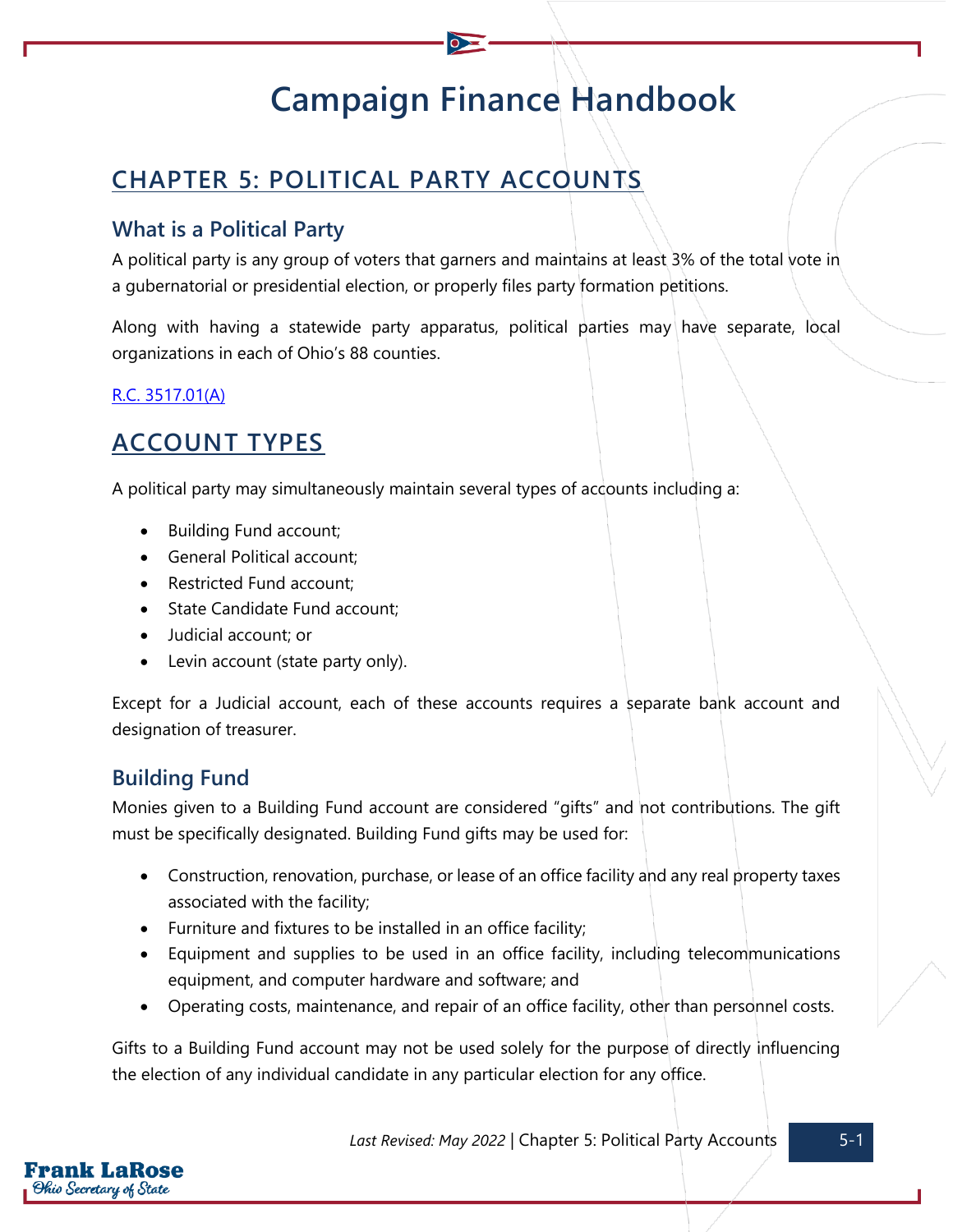# Campaign Finance Handbook

## CHAPTER 5: POLITICAL PARTY ACCOUNTS

### What is a Political Party

A political party is any group of voters that garners and maintains at least 3% of the total vote in a gubernatorial or presidential election, or properly files party formation petitions.

Along with having a statewide party apparatus, political parties may have separate, local organizations in each of Ohio's 88 counties.

R.C. 3517.01(A)

## ACCOUNT TYPES

A political party may simultaneously maintain several types of accounts including a:

- Building Fund account;
- General Political account;
- Restricted Fund account;
- State Candidate Fund account;
- Judicial account; or
- Levin account (state party only).

Except for a Judicial account, each of these accounts requires a separate bank account and designation of treasurer.

### Building Fund

Monies given to a Building Fund account are considered "gifts" and not contributions. The gift must be specifically designated. Building Fund gifts may be used for:

- Construction, renovation, purchase, or lease of an office facility and any real property taxes associated with the facility;
- Furniture and fixtures to be installed in an office facility;
- Equipment and supplies to be used in an office facility, including telecommunications equipment, and computer hardware and software; and
- Operating costs, maintenance, and repair of an office facility, other than personnel costs.

Gifts to a Building Fund account may not be used solely for the purpose of directly influencing the election of any individual candidate in any particular election for any office.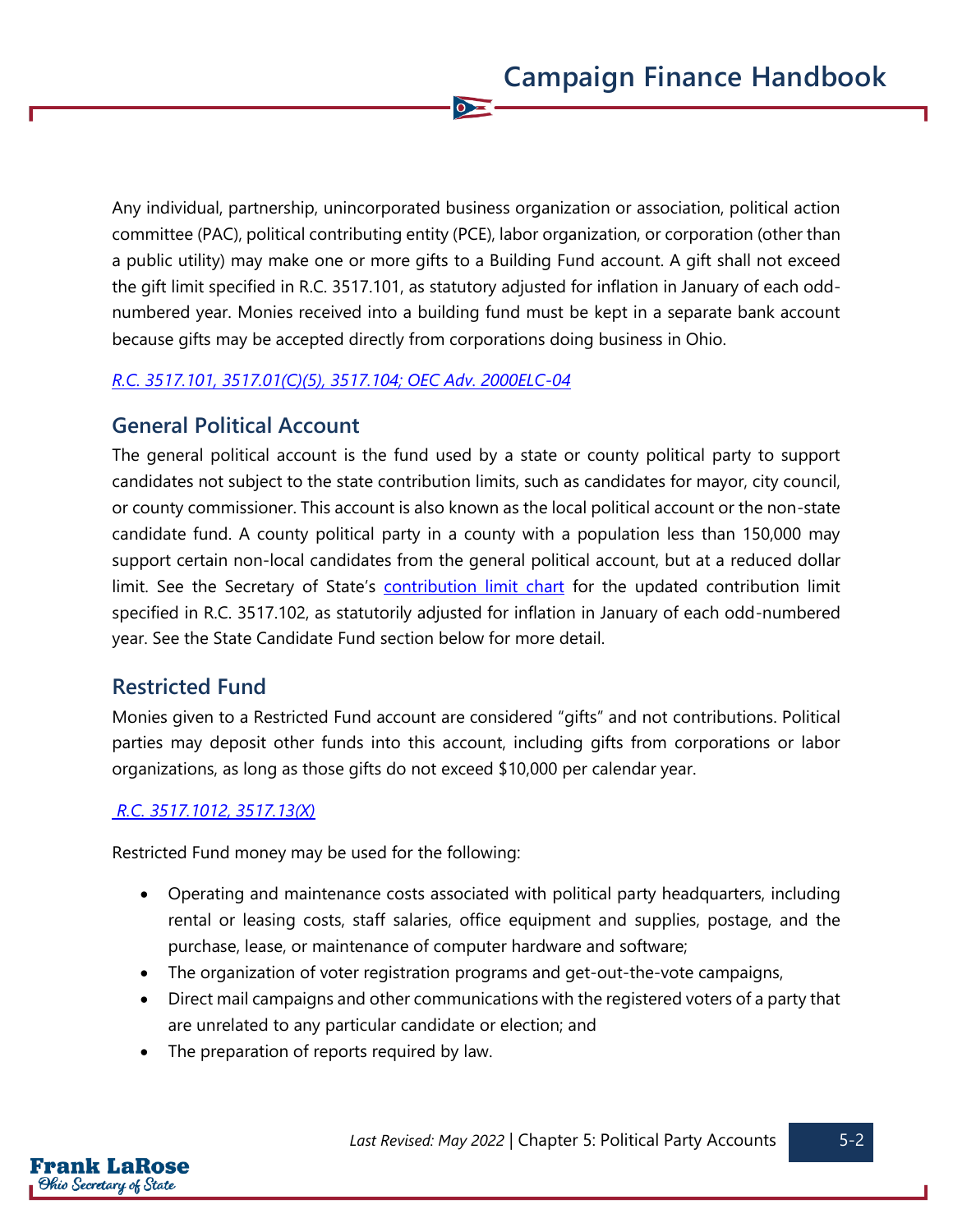Any individual, partnership, unincorporated business organization or association, political action committee (PAC), political contributing entity (PCE), labor organization, or corporation (other than a public utility) may make one or more gifts to a Building Fund account. A gift shall not exceed the gift limit specified in R.C. 3517.101, as statutory adjusted for inflation in January of each odd-numbered year. Monies received into a building fund must be kept in a separate bank account because gifts may be accepted directly from corporations doing business in Ohio.

*R.C. 3517.101, 3517.01(C)(5), 3517.104; OEC Adv. 2000ELC-04*

## General Political Account

The general political account is the fund used by a state or county political party to support candidates not subject to the state contribution limits, such as candidates for mayor, city council, or county commissioner. This account is also known as the local political account or the non-state candidate fund. A county political party in a county with a population less than 150,000 may support certain non-local candidates from the general political account, but at a reduced dollar limit. See the Secretary of State's contribution limit chart for the updated contribution limit specified in R.C. 3517.102, as statutorily adjusted for inflation in January of each odd-numbered year. See the State Candidate Fund section below for more detail.

## Restricted Fund

Monies given to a Restricted Fund account are considered "gifts" and not contributions. Political parties may deposit other funds into this account, including gifts from corporations or labor organizations, as long as those gifts do not exceed $10,000 per calendar year.

*R.C. 3517.1012, 3517.13(X)*

Restricted Fund money may be used for the following:

- Operating and maintenance costs associated with political party headquarters, including rental or leasing costs, staff salaries, office equipment and supplies, postage, and the purchase, lease, or maintenance of computer hardware and software;
- The organization of voter registration programs and get-out-the-vote campaigns,
- Direct mail campaigns and other communications with the registered voters of a party that are unrelated to any particular candidate or election; and
- The preparation of reports required by law.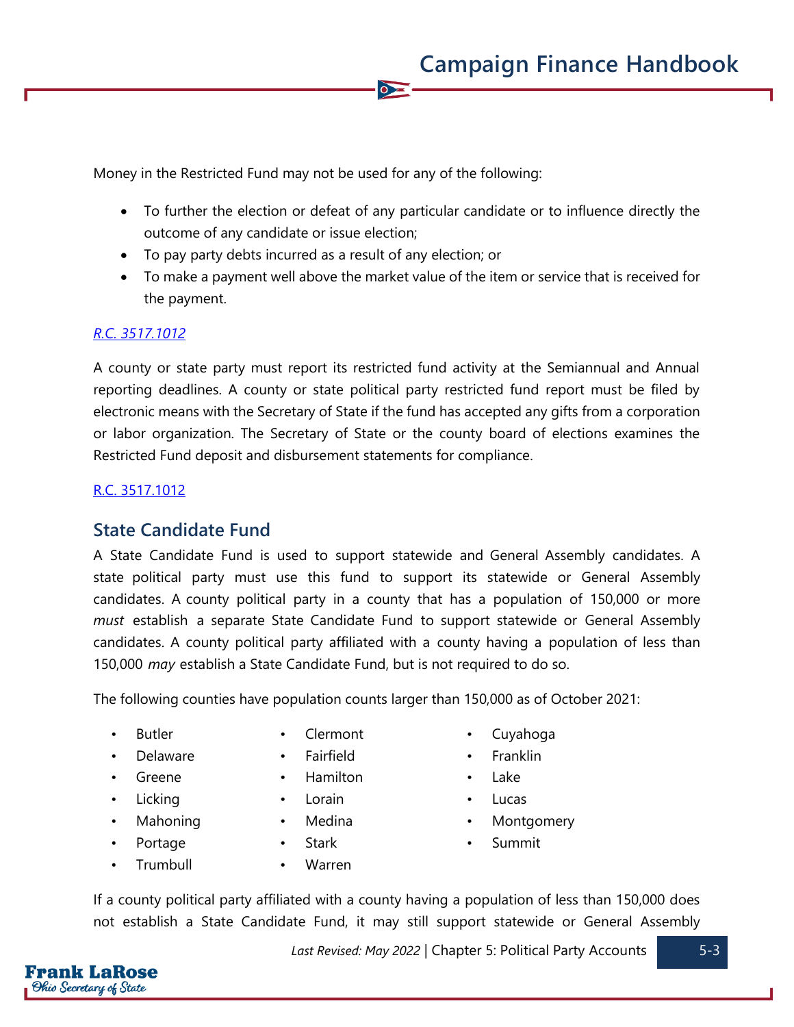Money in the Restricted Fund may not be used for any of the following:

- To further the election or defeat of any particular candidate or to influence directly the outcome of any candidate or issue election;
- To pay party debts incurred as a result of any election; or
- To make a payment well above the market value of the item or service that is received for the payment.

*R.C. 3517.1012*

A county or state party must report its restricted fund activity at the Semiannual and Annual reporting deadlines. A county or state political party restricted fund report must be filed by electronic means with the Secretary of State if the fund has accepted any gifts from a corporation or labor organization. The Secretary of State or the county board of elections examines the Restricted Fund deposit and disbursement statements for compliance.

R.C. 3517.1012

## State Candidate Fund

A State Candidate Fund is used to support statewide and General Assembly candidates. A state political party must use this fund to support its statewide or General Assembly candidates. A county political party in a county that has a population of 150,000 or more *must* establish a separate State Candidate Fund to support statewide or General Assembly candidates. A county political party affiliated with a county having a population of less than 150,000 *may* establish a State Candidate Fund, but is not required to do so.

The following counties have population counts larger than 150,000 as of October 2021:

- Butler
- Clermont
- Cuyahoga
- Delaware
- Fairfield
- Franklin
- Greene
- Hamilton
- Lake
- Licking
- Lorain
- Lucas
- Mahoning
- Medina
- Montgomery
- Portage
- Stark
- Summit
- Trumbull
- Warren

If a county political party affiliated with a county having a population of less than 150,000 does not establish a State Candidate Fund, it may still support statewide or General Assembly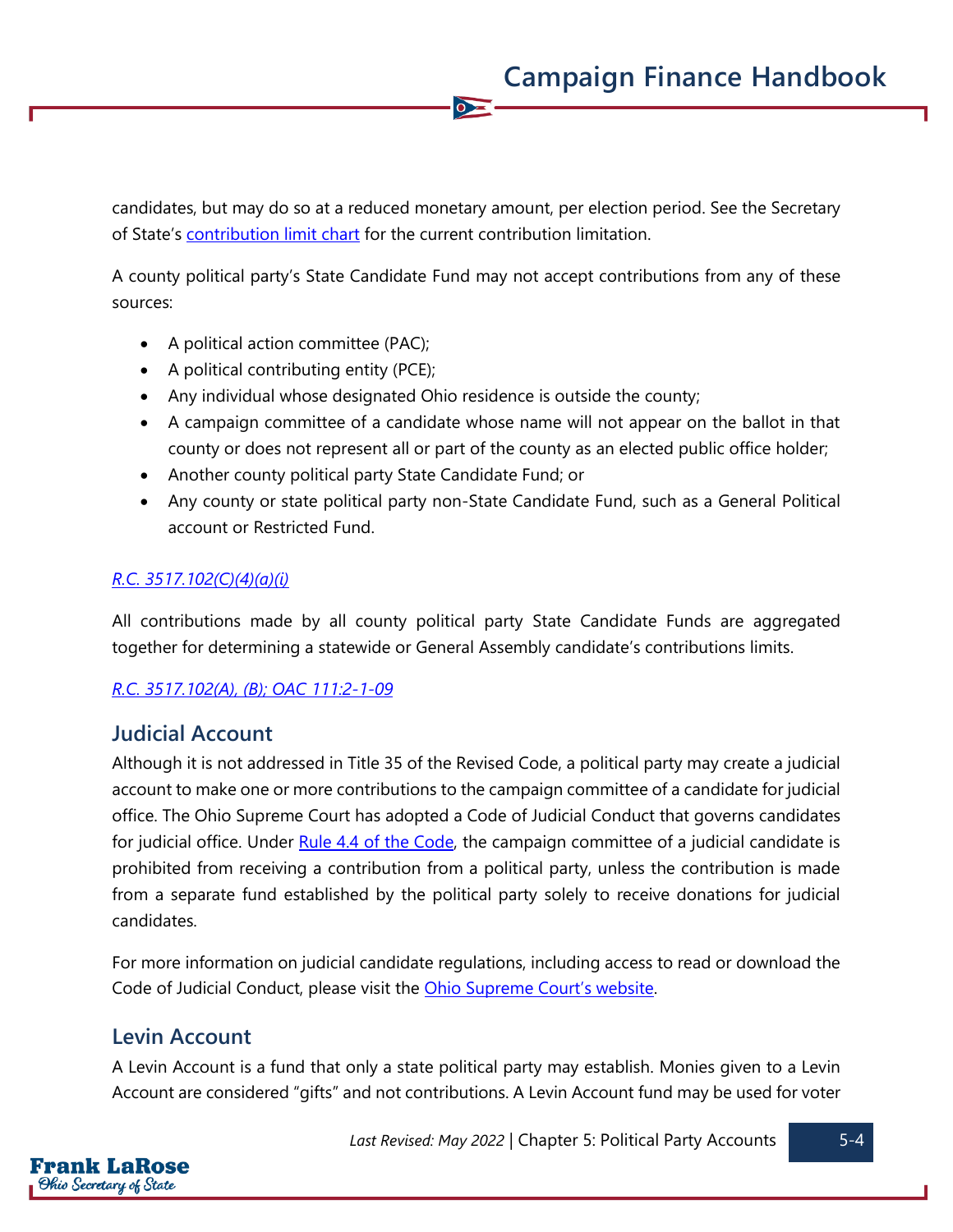candidates, but may do so at a reduced monetary amount, per election period. See the Secretary of State's [contribution limit chart](#) for the current contribution limitation.

A county political party's State Candidate Fund may not accept contributions from any of these sources:

- A political action committee (PAC);
- A political contributing entity (PCE);
- Any individual whose designated Ohio residence is outside the county;
- A campaign committee of a candidate whose name will not appear on the ballot in that county or does not represent all or part of the county as an elected public office holder;
- Another county political party State Candidate Fund; or
- Any county or state political party non-State Candidate Fund, such as a General Political account or Restricted Fund.

*[R.C. 3517.102(C)(4)(a)(i)](#)*

All contributions made by all county political party State Candidate Funds are aggregated together for determining a statewide or General Assembly candidate's contributions limits.

*[R.C. 3517.102(A), (B); OAC 111:2-1-09](#)*

## Judicial Account

Although it is not addressed in Title 35 of the Revised Code, a political party may create a judicial account to make one or more contributions to the campaign committee of a candidate for judicial office. The Ohio Supreme Court has adopted a Code of Judicial Conduct that governs candidates for judicial office. Under [Rule 4.4 of the Code](#), the campaign committee of a judicial candidate is prohibited from receiving a contribution from a political party, unless the contribution is made from a separate fund established by the political party solely to receive donations for judicial candidates.

For more information on judicial candidate regulations, including access to read or download the Code of Judicial Conduct, please visit the [Ohio Supreme Court's website](#).

## Levin Account

A Levin Account is a fund that only a state political party may establish. Monies given to a Levin Account are considered "gifts" and not contributions. A Levin Account fund may be used for voter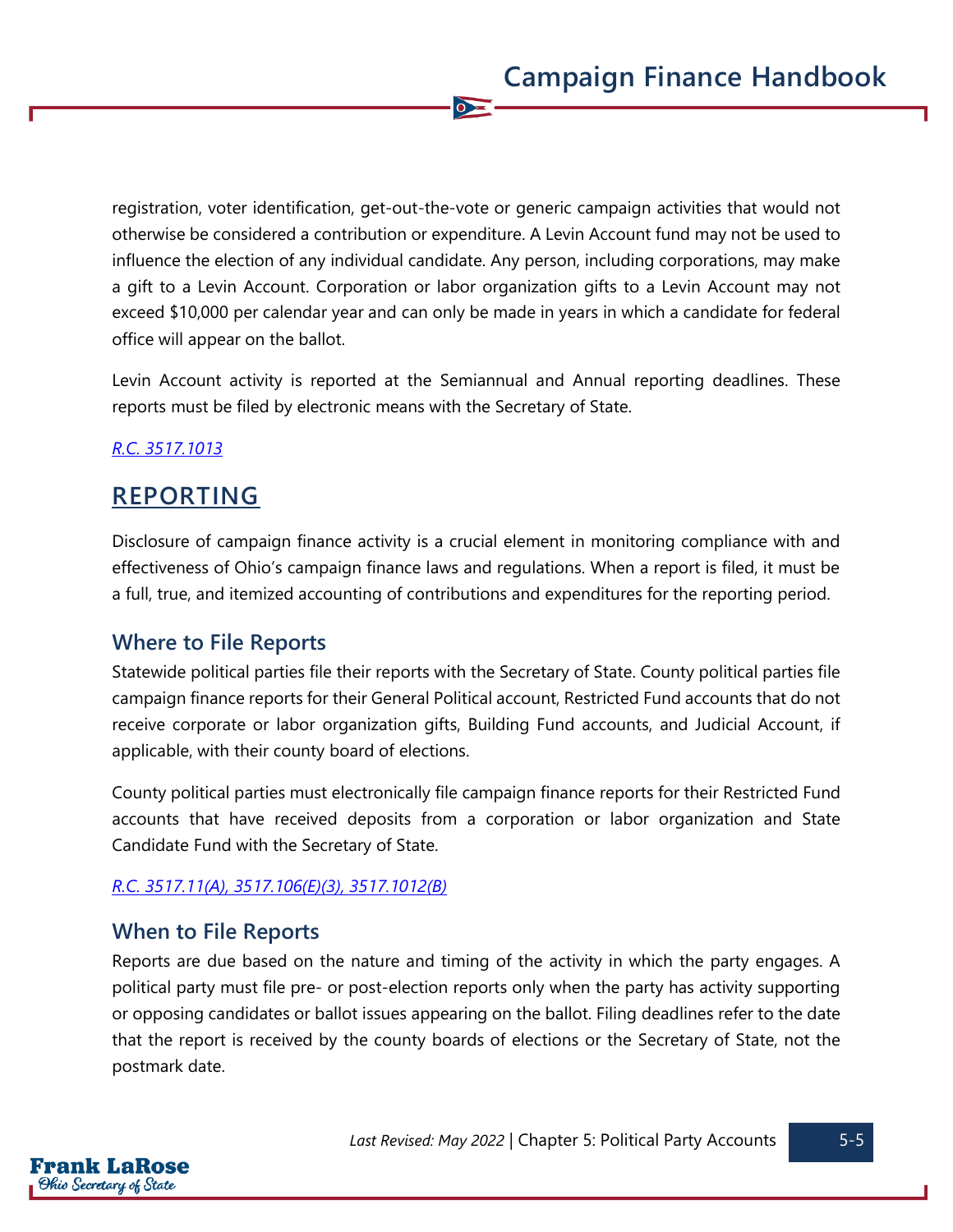registration, voter identification, get-out-the-vote or generic campaign activities that would not otherwise be considered a contribution or expenditure. A Levin Account fund may not be used to influence the election of any individual candidate. Any person, including corporations, may make a gift to a Levin Account. Corporation or labor organization gifts to a Levin Account may not exceed $10,000 per calendar year and can only be made in years in which a candidate for federal office will appear on the ballot.

Levin Account activity is reported at the Semiannual and Annual reporting deadlines. These reports must be filed by electronic means with the Secretary of State.

*R.C. 3517.1013*

## REPORTING

Disclosure of campaign finance activity is a crucial element in monitoring compliance with and effectiveness of Ohio's campaign finance laws and regulations. When a report is filed, it must be a full, true, and itemized accounting of contributions and expenditures for the reporting period.

### Where to File Reports

Statewide political parties file their reports with the Secretary of State. County political parties file campaign finance reports for their General Political account, Restricted Fund accounts that do not receive corporate or labor organization gifts, Building Fund accounts, and Judicial Account, if applicable, with their county board of elections.

County political parties must electronically file campaign finance reports for their Restricted Fund accounts that have received deposits from a corporation or labor organization and State Candidate Fund with the Secretary of State.

*R.C. 3517.11(A), 3517.106(E)(3), 3517.1012(B)*

### When to File Reports

Reports are due based on the nature and timing of the activity in which the party engages. A political party must file pre- or post-election reports only when the party has activity supporting or opposing candidates or ballot issues appearing on the ballot. Filing deadlines refer to the date that the report is received by the county boards of elections or the Secretary of State, not the postmark date.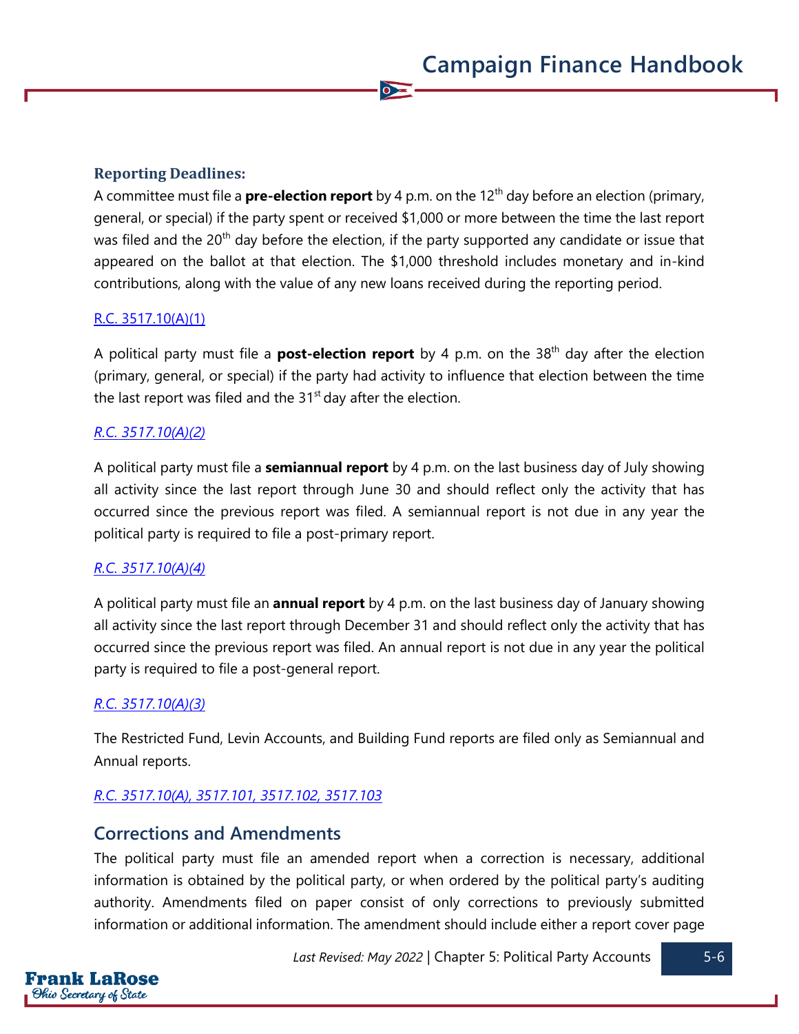### Reporting Deadlines:

A committee must file a **pre-election report** by 4 p.m. on the 12th day before an election (primary, general, or special) if the party spent or received $1,000 or more between the time the last report was filed and the 20th day before the election, if the party supported any candidate or issue that appeared on the ballot at that election. The $1,000 threshold includes monetary and in-kind contributions, along with the value of any new loans received during the reporting period.

R.C. 3517.10(A)(1)

A political party must file a **post-election report** by 4 p.m. on the 38th day after the election (primary, general, or special) if the party had activity to influence that election between the time the last report was filed and the 31st day after the election.

*R.C. 3517.10(A)(2)*

A political party must file a **semiannual report** by 4 p.m. on the last business day of July showing all activity since the last report through June 30 and should reflect only the activity that has occurred since the previous report was filed. A semiannual report is not due in any year the political party is required to file a post-primary report.

*R.C. 3517.10(A)(4)*

A political party must file an **annual report** by 4 p.m. on the last business day of January showing all activity since the last report through December 31 and should reflect only the activity that has occurred since the previous report was filed. An annual report is not due in any year the political party is required to file a post-general report.

*R.C. 3517.10(A)(3)*

The Restricted Fund, Levin Accounts, and Building Fund reports are filed only as Semiannual and Annual reports.

*R.C. 3517.10(A), 3517.101, 3517.102, 3517.103*

## Corrections and Amendments

The political party must file an amended report when a correction is necessary, additional information is obtained by the political party, or when ordered by the political party's auditing authority. Amendments filed on paper consist of only corrections to previously submitted information or additional information. The amendment should include either a report cover page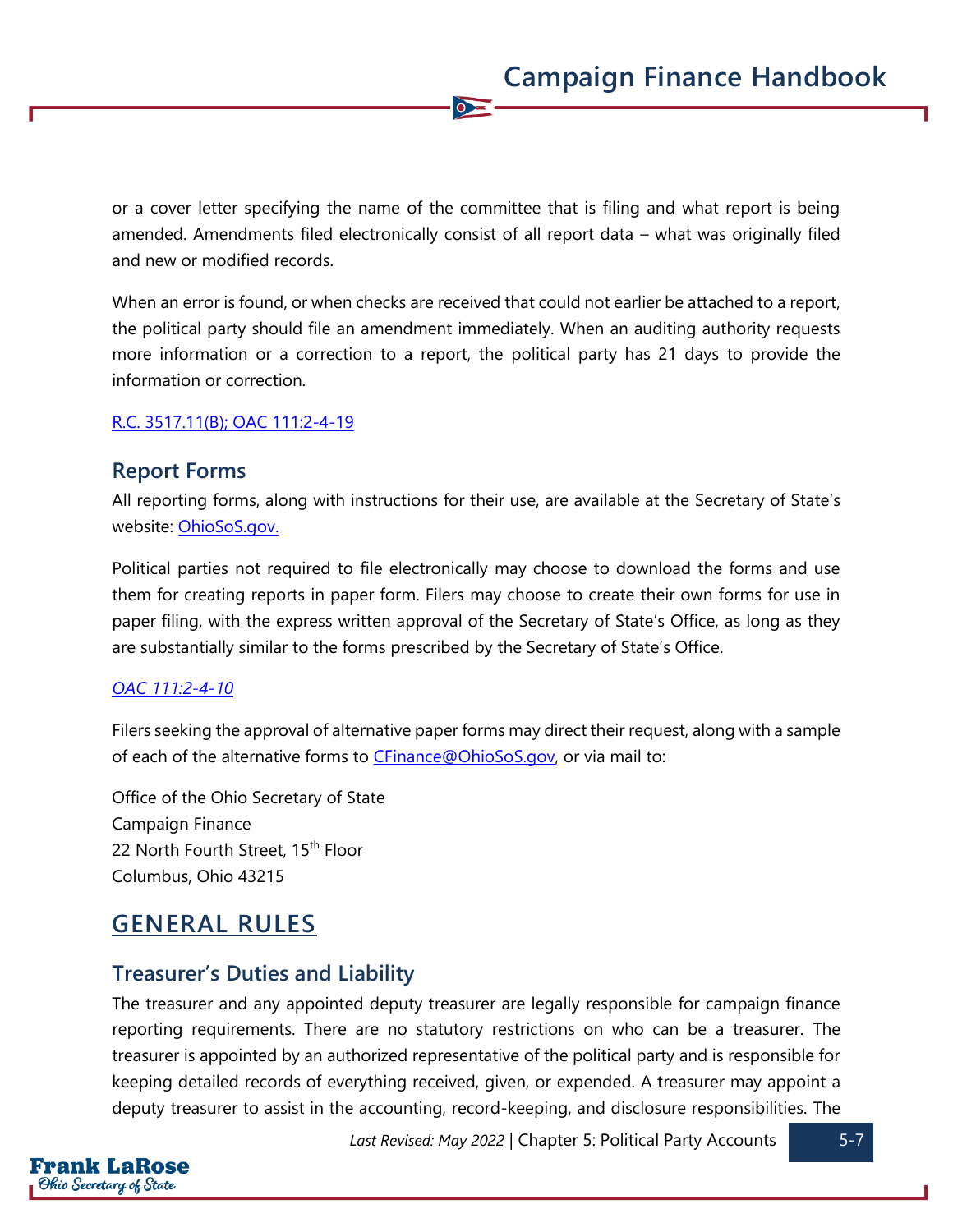or a cover letter specifying the name of the committee that is filing and what report is being amended. Amendments filed electronically consist of all report data – what was originally filed and new or modified records.

When an error is found, or when checks are received that could not earlier be attached to a report, the political party should file an amendment immediately. When an auditing authority requests more information or a correction to a report, the political party has 21 days to provide the information or correction.

[R.C. 3517.11(B); OAC 111:2-4-19]()

### Report Forms

All reporting forms, along with instructions for their use, are available at the Secretary of State's website: [OhioSoS.gov.]()

Political parties not required to file electronically may choose to download the forms and use them for creating reports in paper form. Filers may choose to create their own forms for use in paper filing, with the express written approval of the Secretary of State's Office, as long as they are substantially similar to the forms prescribed by the Secretary of State's Office.

*[OAC 111:2-4-10]()*

Filers seeking the approval of alternative paper forms may direct their request, along with a sample of each of the alternative forms to [CFinance@OhioSoS.gov](), or via mail to:

Office of the Ohio Secretary of State
Campaign Finance
22 North Fourth Street, 15th Floor
Columbus, Ohio 43215

## GENERAL RULES

### Treasurer's Duties and Liability

The treasurer and any appointed deputy treasurer are legally responsible for campaign finance reporting requirements. There are no statutory restrictions on who can be a treasurer. The treasurer is appointed by an authorized representative of the political party and is responsible for keeping detailed records of everything received, given, or expended. A treasurer may appoint a deputy treasurer to assist in the accounting, record-keeping, and disclosure responsibilities. The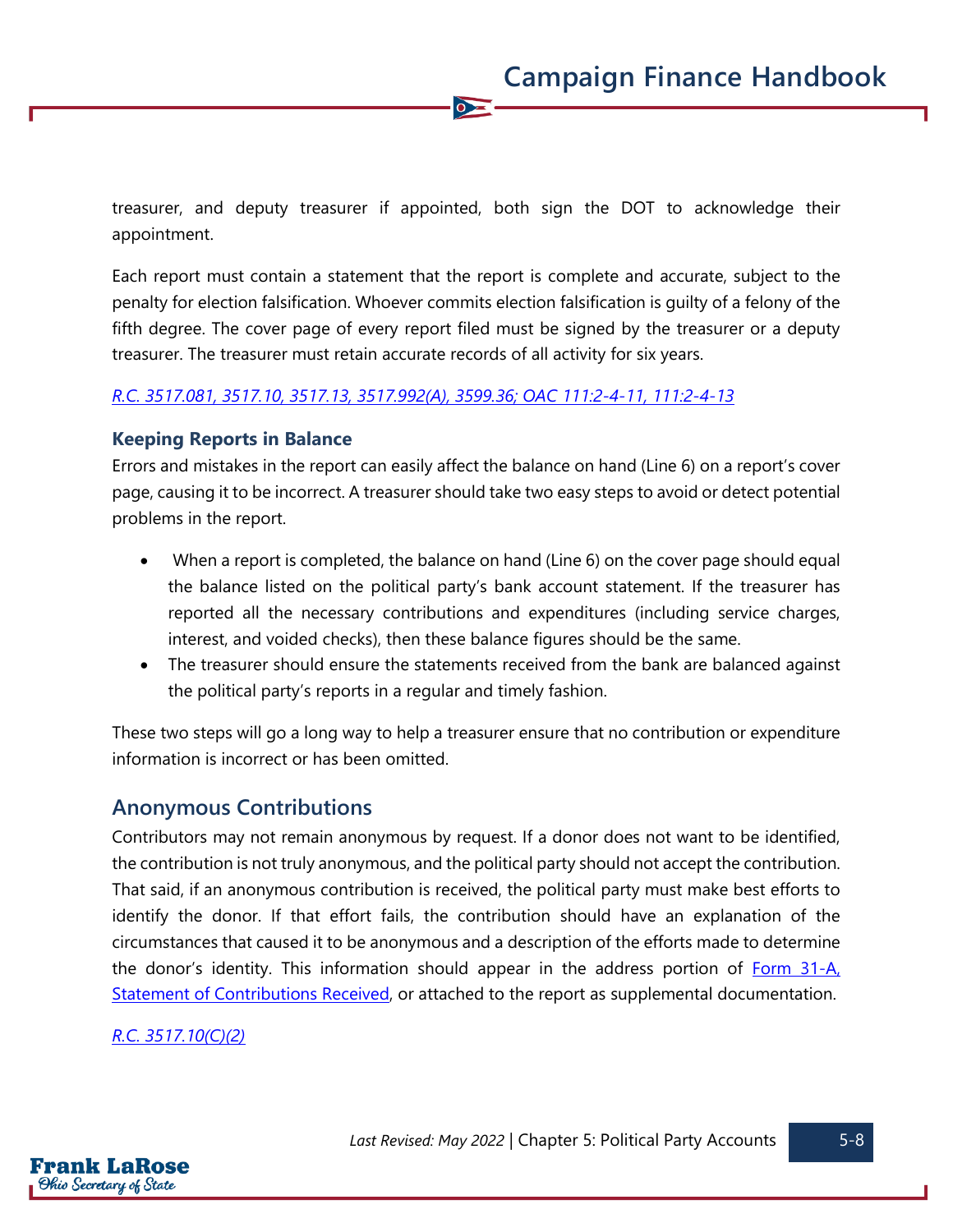treasurer, and deputy treasurer if appointed, both sign the DOT to acknowledge their appointment.

Each report must contain a statement that the report is complete and accurate, subject to the penalty for election falsification. Whoever commits election falsification is guilty of a felony of the fifth degree. The cover page of every report filed must be signed by the treasurer or a deputy treasurer. The treasurer must retain accurate records of all activity for six years.

*R.C. 3517.081, 3517.10, 3517.13, 3517.992(A), 3599.36; OAC 111:2-4-11, 111:2-4-13*

### Keeping Reports in Balance

Errors and mistakes in the report can easily affect the balance on hand (Line 6) on a report's cover page, causing it to be incorrect. A treasurer should take two easy steps to avoid or detect potential problems in the report.

- When a report is completed, the balance on hand (Line 6) on the cover page should equal the balance listed on the political party's bank account statement. If the treasurer has reported all the necessary contributions and expenditures (including service charges, interest, and voided checks), then these balance figures should be the same.
- The treasurer should ensure the statements received from the bank are balanced against the political party's reports in a regular and timely fashion.

These two steps will go a long way to help a treasurer ensure that no contribution or expenditure information is incorrect or has been omitted.

## Anonymous Contributions

Contributors may not remain anonymous by request. If a donor does not want to be identified, the contribution is not truly anonymous, and the political party should not accept the contribution. That said, if an anonymous contribution is received, the political party must make best efforts to identify the donor. If that effort fails, the contribution should have an explanation of the circumstances that caused it to be anonymous and a description of the efforts made to determine the donor's identity. This information should appear in the address portion of Form 31-A, Statement of Contributions Received, or attached to the report as supplemental documentation.

*R.C. 3517.10(C)(2)*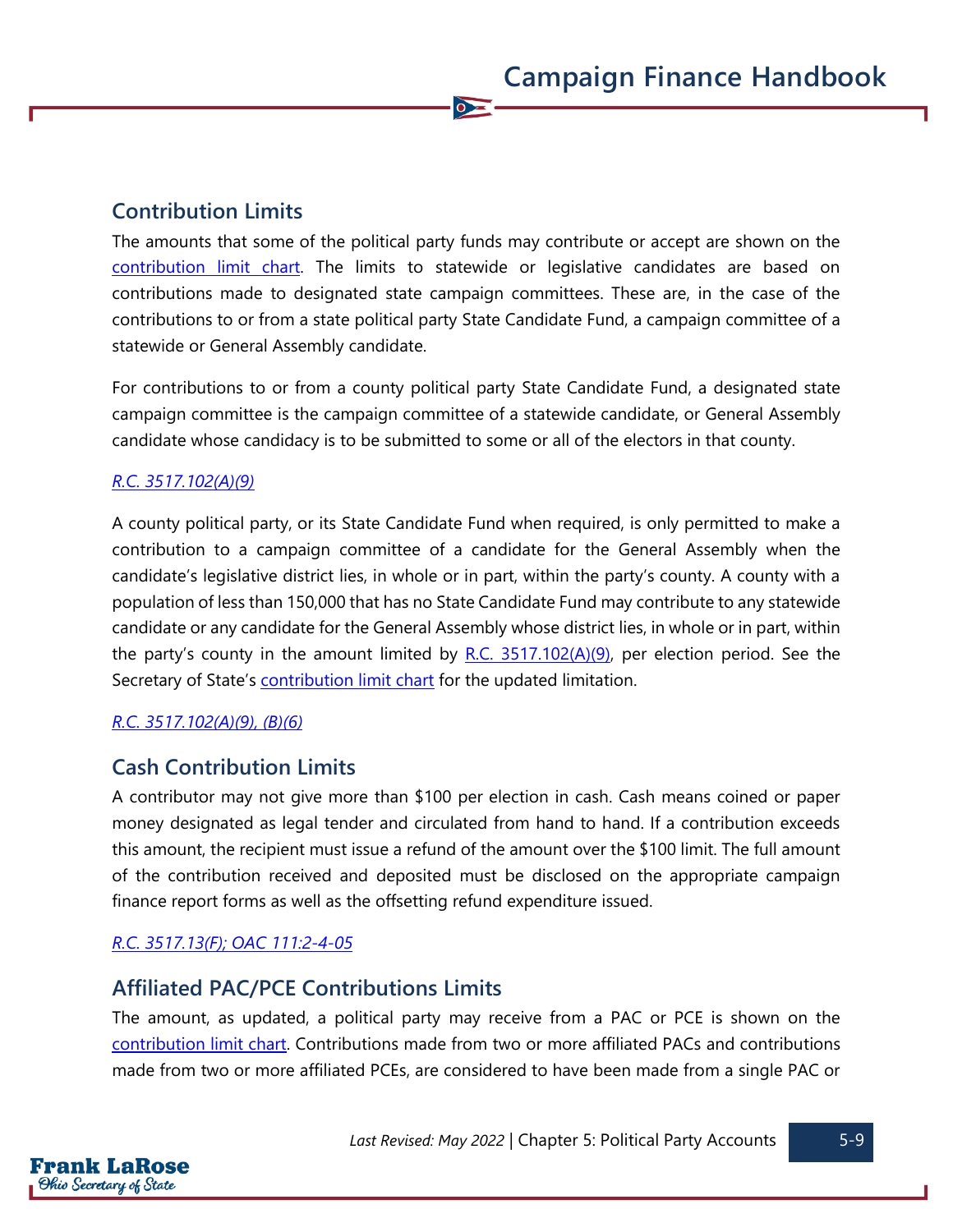## Contribution Limits

The amounts that some of the political party funds may contribute or accept are shown on the [contribution limit chart](). The limits to statewide or legislative candidates are based on contributions made to designated state campaign committees. These are, in the case of the contributions to or from a state political party State Candidate Fund, a campaign committee of a statewide or General Assembly candidate.

For contributions to or from a county political party State Candidate Fund, a designated state campaign committee is the campaign committee of a statewide candidate, or General Assembly candidate whose candidacy is to be submitted to some or all of the electors in that county.

*R.C. 3517.102(A)(9)*

A county political party, or its State Candidate Fund when required, is only permitted to make a contribution to a campaign committee of a candidate for the General Assembly when the candidate's legislative district lies, in whole or in part, within the party's county. A county with a population of less than 150,000 that has no State Candidate Fund may contribute to any statewide candidate or any candidate for the General Assembly whose district lies, in whole or in part, within the party's county in the amount limited by R.C. 3517.102(A)(9), per election period. See the Secretary of State's contribution limit chart for the updated limitation.

*R.C. 3517.102(A)(9), (B)(6)*

## Cash Contribution Limits

A contributor may not give more than $100 per election in cash. Cash means coined or paper money designated as legal tender and circulated from hand to hand. If a contribution exceeds this amount, the recipient must issue a refund of the amount over the $100 limit. The full amount of the contribution received and deposited must be disclosed on the appropriate campaign finance report forms as well as the offsetting refund expenditure issued.

*R.C. 3517.13(F); OAC 111:2-4-05*

## Affiliated PAC/PCE Contributions Limits

The amount, as updated, a political party may receive from a PAC or PCE is shown on the contribution limit chart. Contributions made from two or more affiliated PACs and contributions made from two or more affiliated PCEs, are considered to have been made from a single PAC or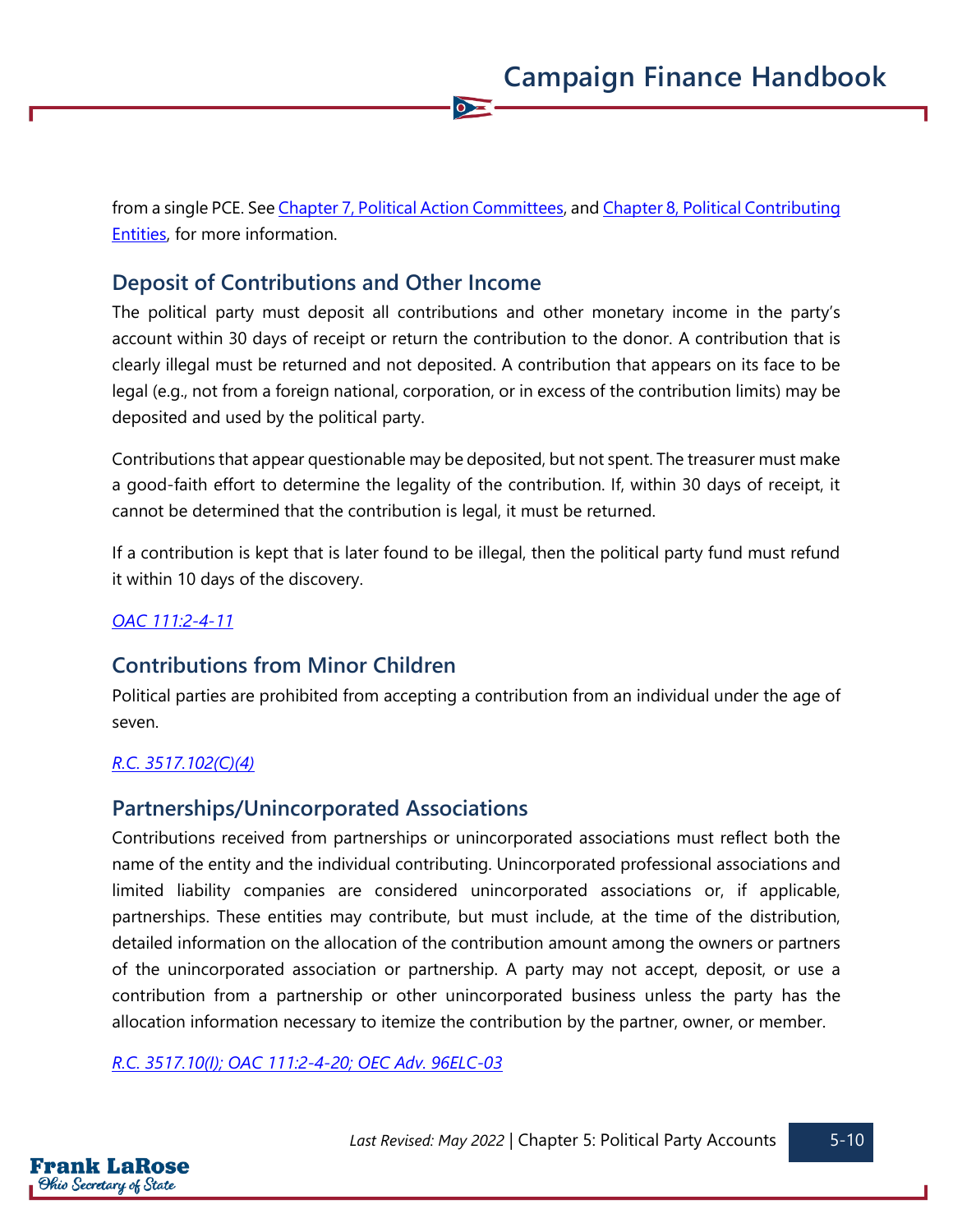from a single PCE. See [Chapter 7, Political Action Committees](), and [Chapter 8, Political Contributing Entities](), for more information.

## Deposit of Contributions and Other Income

The political party must deposit all contributions and other monetary income in the party's account within 30 days of receipt or return the contribution to the donor. A contribution that is clearly illegal must be returned and not deposited. A contribution that appears on its face to be legal (e.g., not from a foreign national, corporation, or in excess of the contribution limits) may be deposited and used by the political party.

Contributions that appear questionable may be deposited, but not spent. The treasurer must make a good-faith effort to determine the legality of the contribution. If, within 30 days of receipt, it cannot be determined that the contribution is legal, it must be returned.

If a contribution is kept that is later found to be illegal, then the political party fund must refund it within 10 days of the discovery.

*OAC 111:2-4-11*

## Contributions from Minor Children

Political parties are prohibited from accepting a contribution from an individual under the age of seven.

*R.C. 3517.102(C)(4)*

## Partnerships/Unincorporated Associations

Contributions received from partnerships or unincorporated associations must reflect both the name of the entity and the individual contributing. Unincorporated professional associations and limited liability companies are considered unincorporated associations or, if applicable, partnerships. These entities may contribute, but must include, at the time of the distribution, detailed information on the allocation of the contribution amount among the owners or partners of the unincorporated association or partnership. A party may not accept, deposit, or use a contribution from a partnership or other unincorporated business unless the party has the allocation information necessary to itemize the contribution by the partner, owner, or member.

*R.C. 3517.10(I); OAC 111:2-4-20; OEC Adv. 96ELC-03*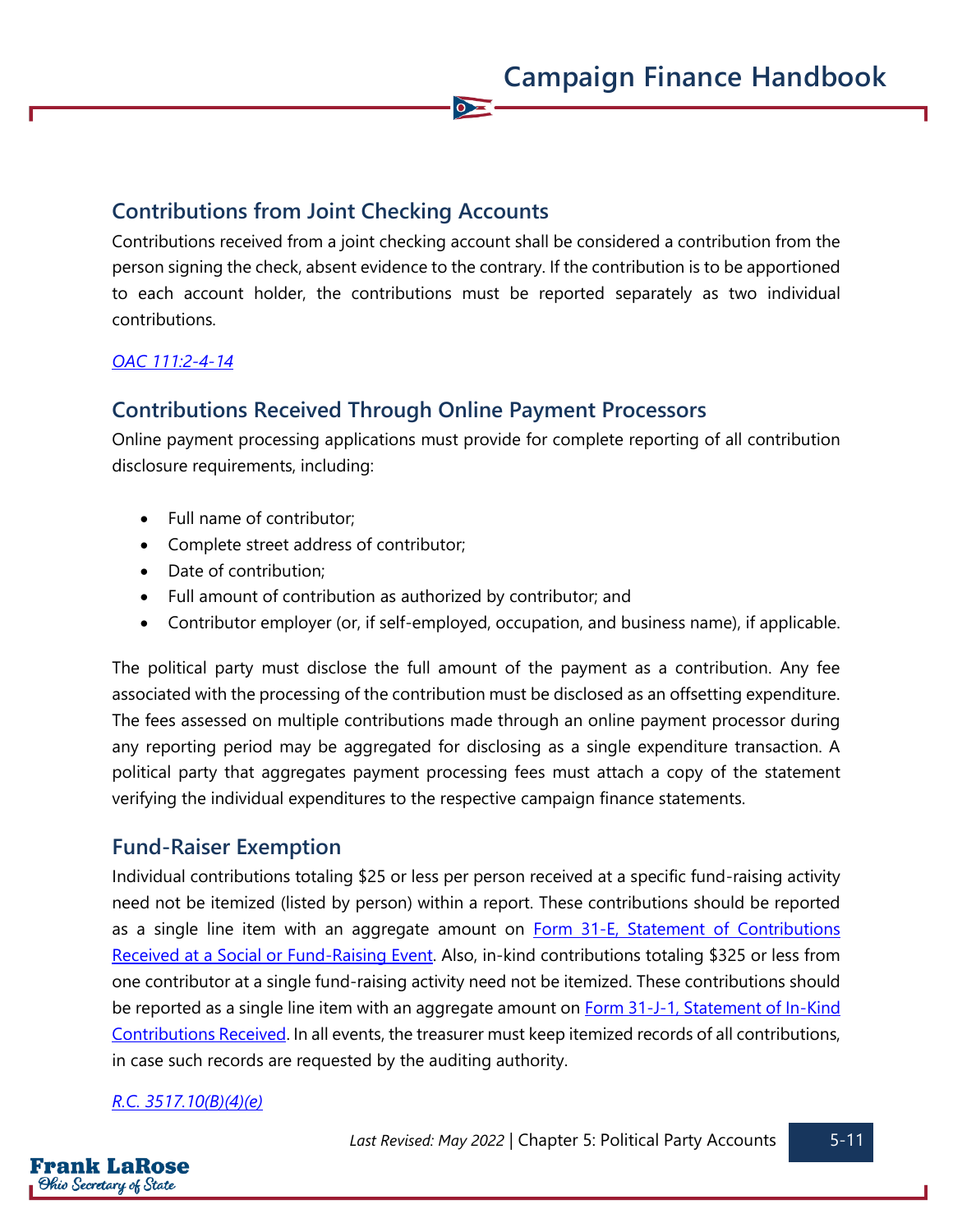## Contributions from Joint Checking Accounts

Contributions received from a joint checking account shall be considered a contribution from the person signing the check, absent evidence to the contrary. If the contribution is to be apportioned to each account holder, the contributions must be reported separately as two individual contributions.

*OAC 111:2-4-14*

## Contributions Received Through Online Payment Processors

Online payment processing applications must provide for complete reporting of all contribution disclosure requirements, including:

- Full name of contributor;
- Complete street address of contributor;
- Date of contribution;
- Full amount of contribution as authorized by contributor; and
- Contributor employer (or, if self-employed, occupation, and business name), if applicable.

The political party must disclose the full amount of the payment as a contribution. Any fee associated with the processing of the contribution must be disclosed as an offsetting expenditure. The fees assessed on multiple contributions made through an online payment processor during any reporting period may be aggregated for disclosing as a single expenditure transaction. A political party that aggregates payment processing fees must attach a copy of the statement verifying the individual expenditures to the respective campaign finance statements.

## Fund-Raiser Exemption

Individual contributions totaling $25 or less per person received at a specific fund-raising activity need not be itemized (listed by person) within a report. These contributions should be reported as a single line item with an aggregate amount on Form 31-E, Statement of Contributions Received at a Social or Fund-Raising Event. Also, in-kind contributions totaling $325 or less from one contributor at a single fund-raising activity need not be itemized. These contributions should be reported as a single line item with an aggregate amount on Form 31-J-1, Statement of In-Kind Contributions Received. In all events, the treasurer must keep itemized records of all contributions, in case such records are requested by the auditing authority.

*R.C. 3517.10(B)(4)(e)*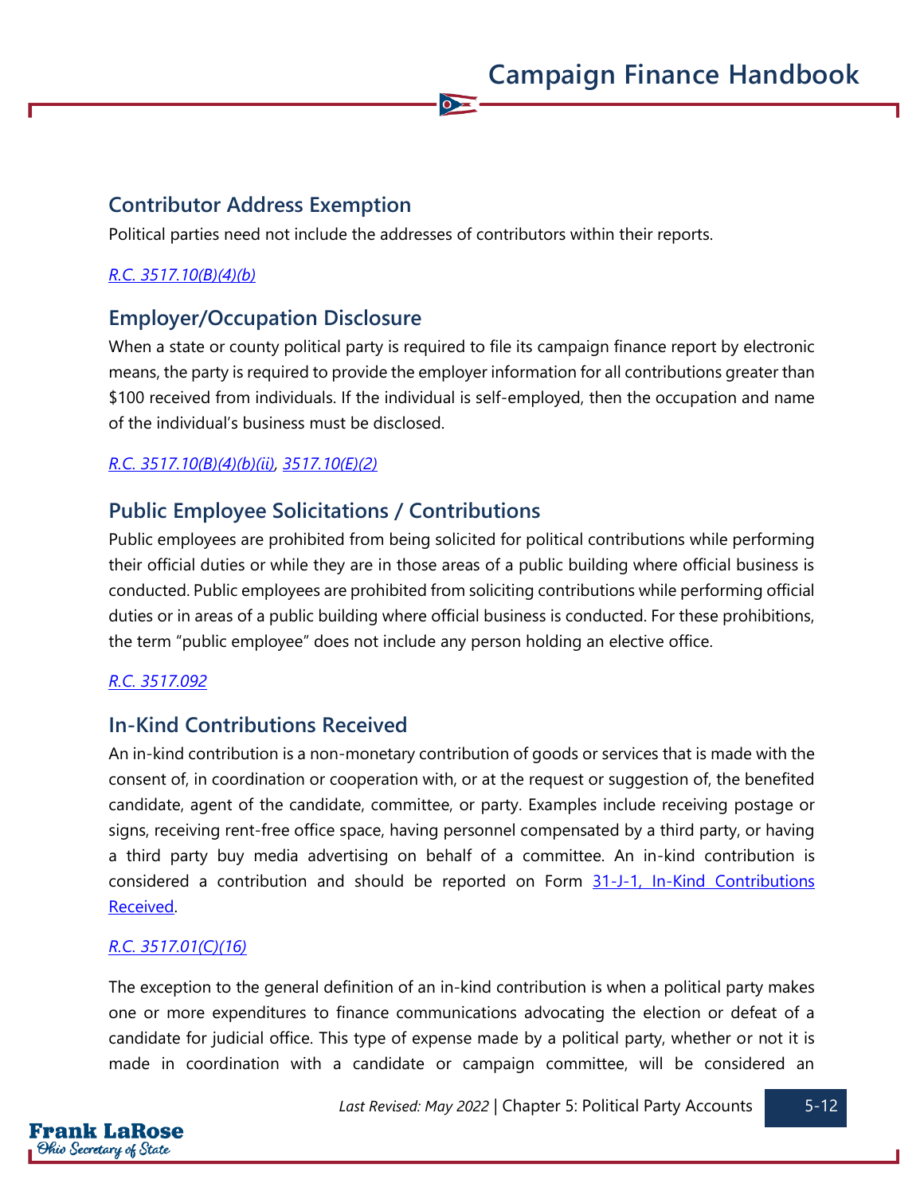## Contributor Address Exemption

Political parties need not include the addresses of contributors within their reports.

*R.C. 3517.10(B)(4)(b)*

## Employer/Occupation Disclosure

When a state or county political party is required to file its campaign finance report by electronic means, the party is required to provide the employer information for all contributions greater than $100 received from individuals. If the individual is self-employed, then the occupation and name of the individual's business must be disclosed.

*R.C. 3517.10(B)(4)(b)(ii), 3517.10(E)(2)*

## Public Employee Solicitations / Contributions

Public employees are prohibited from being solicited for political contributions while performing their official duties or while they are in those areas of a public building where official business is conducted. Public employees are prohibited from soliciting contributions while performing official duties or in areas of a public building where official business is conducted. For these prohibitions, the term "public employee" does not include any person holding an elective office.

*R.C. 3517.092*

## In-Kind Contributions Received

An in-kind contribution is a non-monetary contribution of goods or services that is made with the consent of, in coordination or cooperation with, or at the request or suggestion of, the benefited candidate, agent of the candidate, committee, or party. Examples include receiving postage or signs, receiving rent-free office space, having personnel compensated by a third party, or having a third party buy media advertising on behalf of a committee. An in-kind contribution is considered a contribution and should be reported on Form 31-J-1, In-Kind Contributions Received.

*R.C. 3517.01(C)(16)*

The exception to the general definition of an in-kind contribution is when a political party makes one or more expenditures to finance communications advocating the election or defeat of a candidate for judicial office. This type of expense made by a political party, whether or not it is made in coordination with a candidate or campaign committee, will be considered an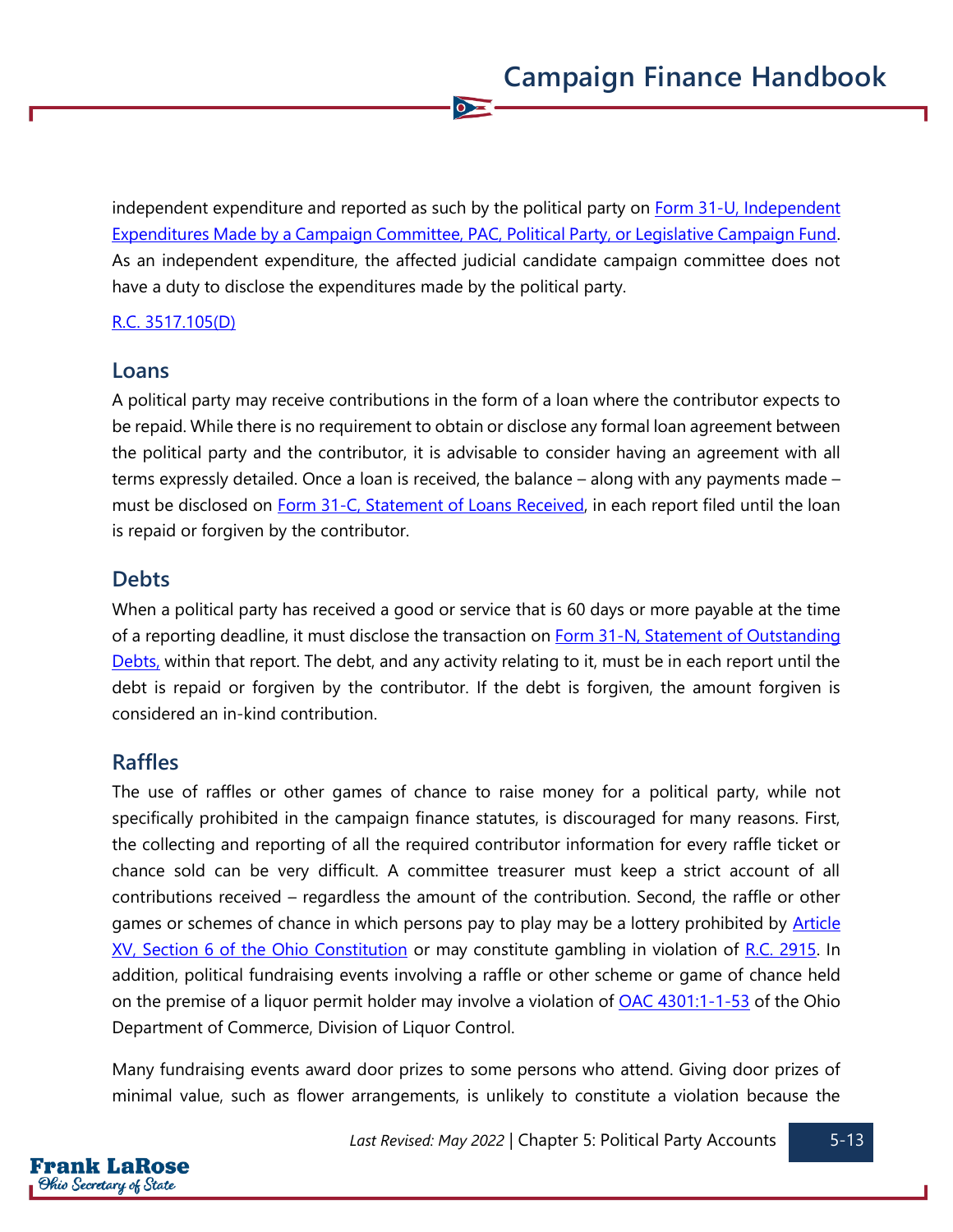independent expenditure and reported as such by the political party on [Form 31-U, Independent Expenditures Made by a Campaign Committee, PAC, Political Party, or Legislative Campaign Fund](). As an independent expenditure, the affected judicial candidate campaign committee does not have a duty to disclose the expenditures made by the political party.

[R.C. 3517.105(D)]()

## Loans

A political party may receive contributions in the form of a loan where the contributor expects to be repaid. While there is no requirement to obtain or disclose any formal loan agreement between the political party and the contributor, it is advisable to consider having an agreement with all terms expressly detailed. Once a loan is received, the balance – along with any payments made – must be disclosed on [Form 31-C, Statement of Loans Received](), in each report filed until the loan is repaid or forgiven by the contributor.

## Debts

When a political party has received a good or service that is 60 days or more payable at the time of a reporting deadline, it must disclose the transaction on [Form 31-N, Statement of Outstanding Debts,]() within that report. The debt, and any activity relating to it, must be in each report until the debt is repaid or forgiven by the contributor. If the debt is forgiven, the amount forgiven is considered an in-kind contribution.

## Raffles

The use of raffles or other games of chance to raise money for a political party, while not specifically prohibited in the campaign finance statutes, is discouraged for many reasons. First, the collecting and reporting of all the required contributor information for every raffle ticket or chance sold can be very difficult. A committee treasurer must keep a strict account of all contributions received – regardless the amount of the contribution. Second, the raffle or other games or schemes of chance in which persons pay to play may be a lottery prohibited by [Article XV, Section 6 of the Ohio Constitution]() or may constitute gambling in violation of [R.C. 2915](). In addition, political fundraising events involving a raffle or other scheme or game of chance held on the premise of a liquor permit holder may involve a violation of [OAC 4301:1-1-53]() of the Ohio Department of Commerce, Division of Liquor Control.

Many fundraising events award door prizes to some persons who attend. Giving door prizes of minimal value, such as flower arrangements, is unlikely to constitute a violation because the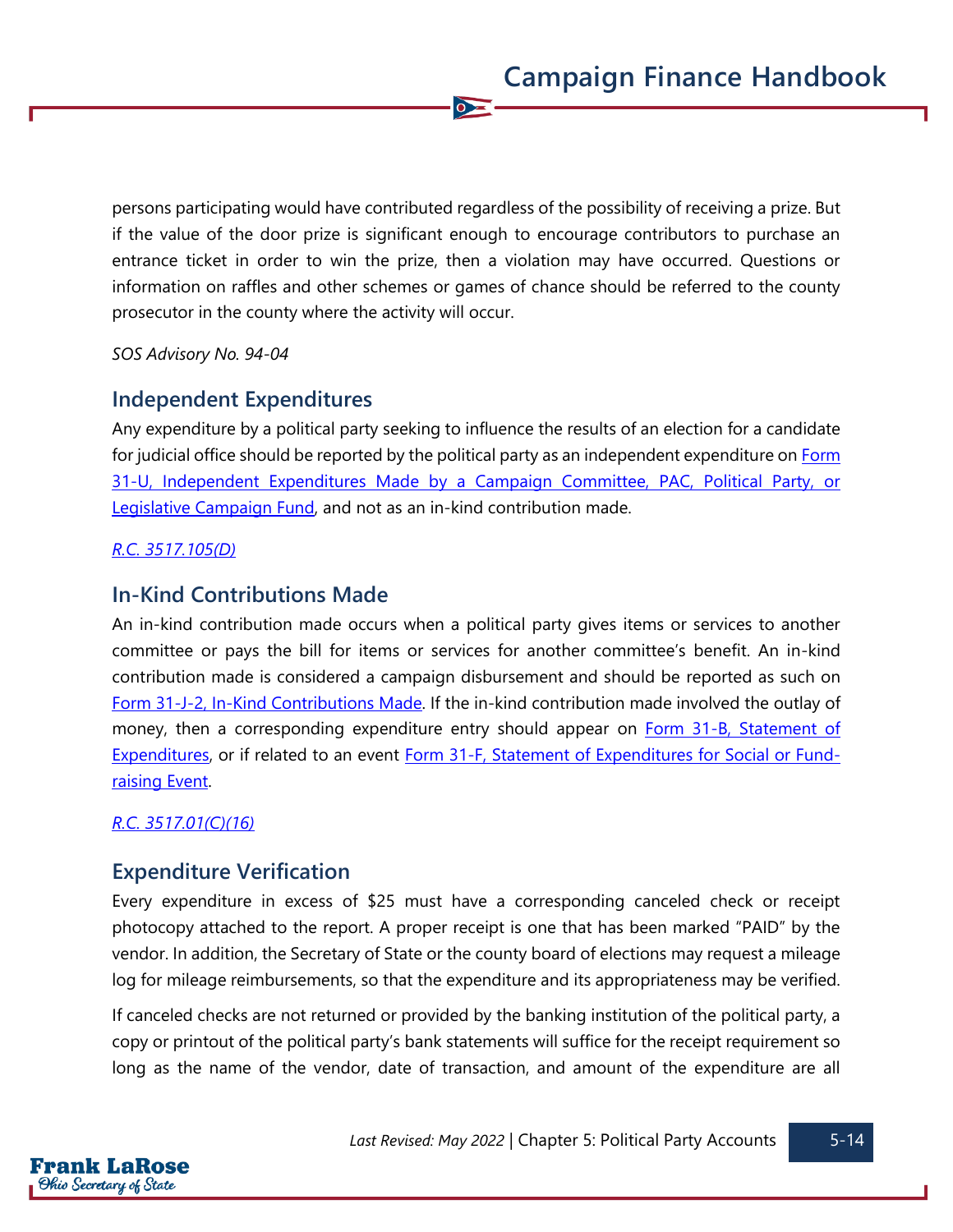persons participating would have contributed regardless of the possibility of receiving a prize. But if the value of the door prize is significant enough to encourage contributors to purchase an entrance ticket in order to win the prize, then a violation may have occurred. Questions or information on raffles and other schemes or games of chance should be referred to the county prosecutor in the county where the activity will occur.

*SOS Advisory No. 94-04*

## Independent Expenditures

Any expenditure by a political party seeking to influence the results of an election for a candidate for judicial office should be reported by the political party as an independent expenditure on Form 31-U, Independent Expenditures Made by a Campaign Committee, PAC, Political Party, or Legislative Campaign Fund, and not as an in-kind contribution made.

*R.C. 3517.105(D)*

## In-Kind Contributions Made

An in-kind contribution made occurs when a political party gives items or services to another committee or pays the bill for items or services for another committee's benefit. An in-kind contribution made is considered a campaign disbursement and should be reported as such on Form 31-J-2, In-Kind Contributions Made. If the in-kind contribution made involved the outlay of money, then a corresponding expenditure entry should appear on Form 31-B, Statement of Expenditures, or if related to an event Form 31-F, Statement of Expenditures for Social or Fund-raising Event.

*R.C. 3517.01(C)(16)*

## Expenditure Verification

Every expenditure in excess of $25 must have a corresponding canceled check or receipt photocopy attached to the report. A proper receipt is one that has been marked "PAID" by the vendor. In addition, the Secretary of State or the county board of elections may request a mileage log for mileage reimbursements, so that the expenditure and its appropriateness may be verified.

If canceled checks are not returned or provided by the banking institution of the political party, a copy or printout of the political party's bank statements will suffice for the receipt requirement so long as the name of the vendor, date of transaction, and amount of the expenditure are all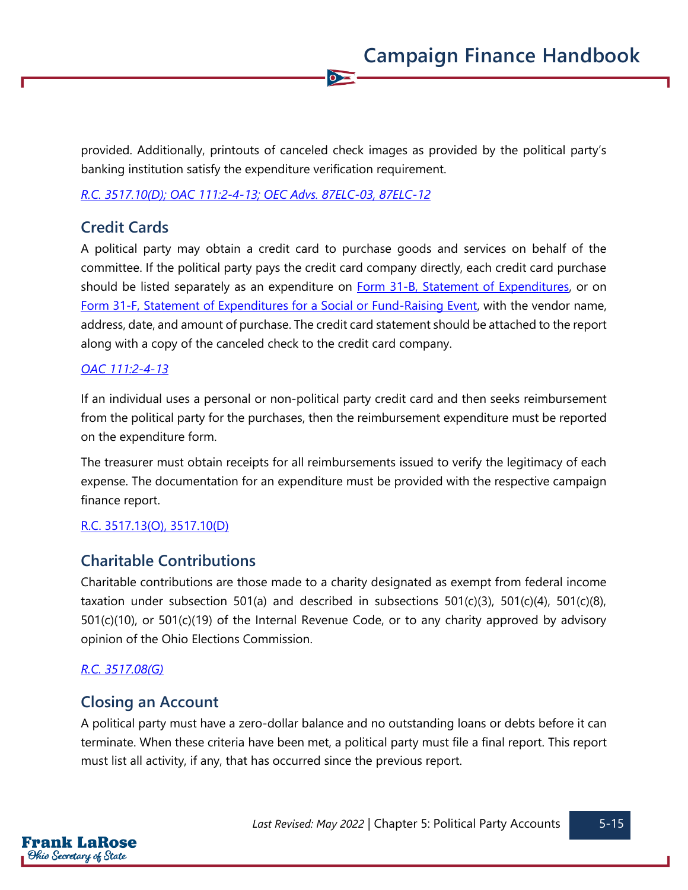provided. Additionally, printouts of canceled check images as provided by the political party's banking institution satisfy the expenditure verification requirement.

*R.C. 3517.10(D); OAC 111:2-4-13; OEC Advs. 87ELC-03, 87ELC-12*

## Credit Cards

A political party may obtain a credit card to purchase goods and services on behalf of the committee. If the political party pays the credit card company directly, each credit card purchase should be listed separately as an expenditure on Form 31-B, Statement of Expenditures, or on Form 31-F, Statement of Expenditures for a Social or Fund-Raising Event, with the vendor name, address, date, and amount of purchase. The credit card statement should be attached to the report along with a copy of the canceled check to the credit card company.

*OAC 111:2-4-13*

If an individual uses a personal or non-political party credit card and then seeks reimbursement from the political party for the purchases, then the reimbursement expenditure must be reported on the expenditure form.

The treasurer must obtain receipts for all reimbursements issued to verify the legitimacy of each expense. The documentation for an expenditure must be provided with the respective campaign finance report.

R.C. 3517.13(O), 3517.10(D)

## Charitable Contributions

Charitable contributions are those made to a charity designated as exempt from federal income taxation under subsection 501(a) and described in subsections 501(c)(3), 501(c)(4), 501(c)(8), 501(c)(10), or 501(c)(19) of the Internal Revenue Code, or to any charity approved by advisory opinion of the Ohio Elections Commission.

*R.C. 3517.08(G)*

## Closing an Account

A political party must have a zero-dollar balance and no outstanding loans or debts before it can terminate. When these criteria have been met, a political party must file a final report. This report must list all activity, if any, that has occurred since the previous report.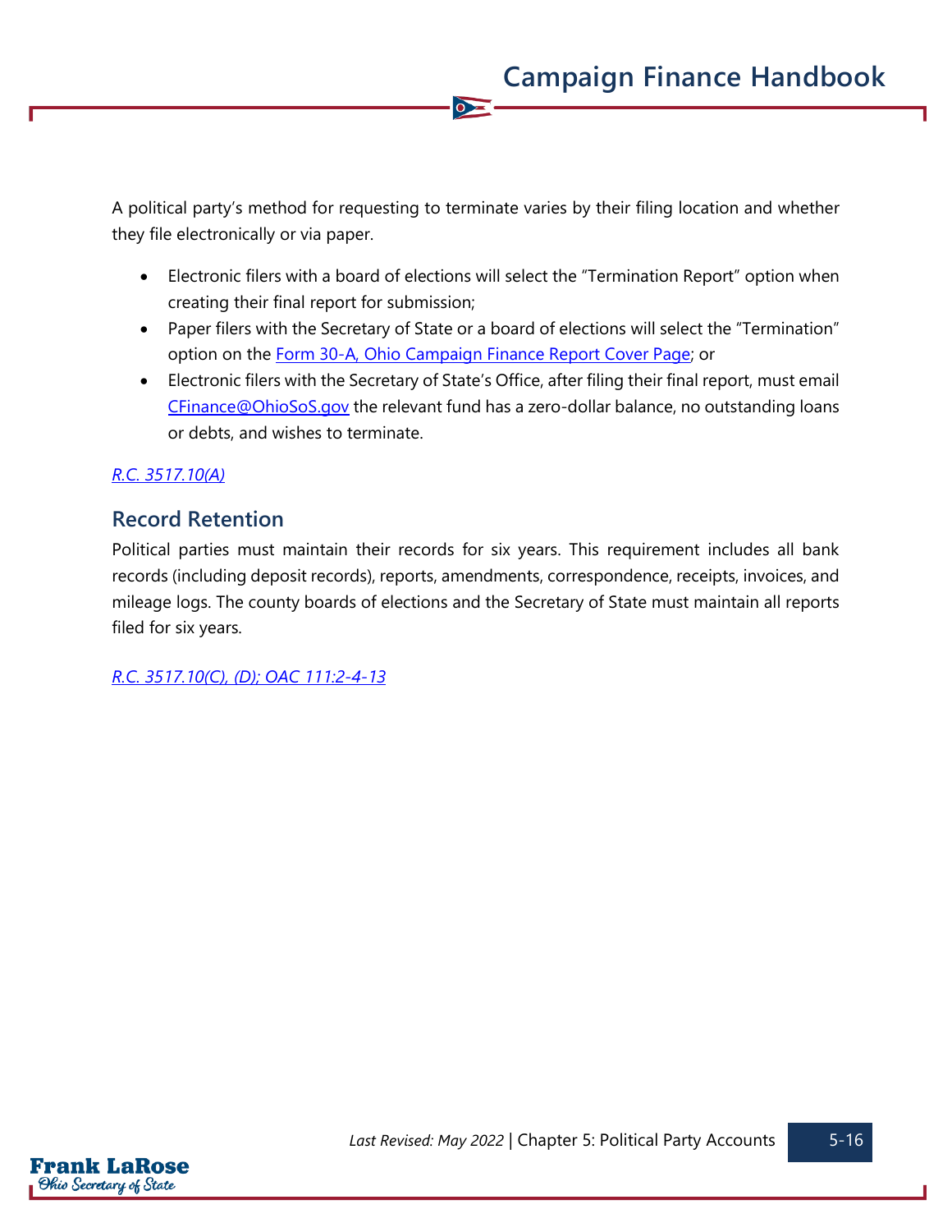A political party's method for requesting to terminate varies by their filing location and whether they file electronically or via paper.

- Electronic filers with a board of elections will select the "Termination Report" option when creating their final report for submission;
- Paper filers with the Secretary of State or a board of elections will select the "Termination" option on the [Form 30-A, Ohio Campaign Finance Report Cover Page](); or
- Electronic filers with the Secretary of State's Office, after filing their final report, must email [CFinance@OhioSoS.gov]() the relevant fund has a zero-dollar balance, no outstanding loans or debts, and wishes to terminate.

*[R.C. 3517.10(A)]()*

## Record Retention

Political parties must maintain their records for six years. This requirement includes all bank records (including deposit records), reports, amendments, correspondence, receipts, invoices, and mileage logs. The county boards of elections and the Secretary of State must maintain all reports filed for six years.

*[R.C. 3517.10(C), (D); OAC 111:2-4-13]()*